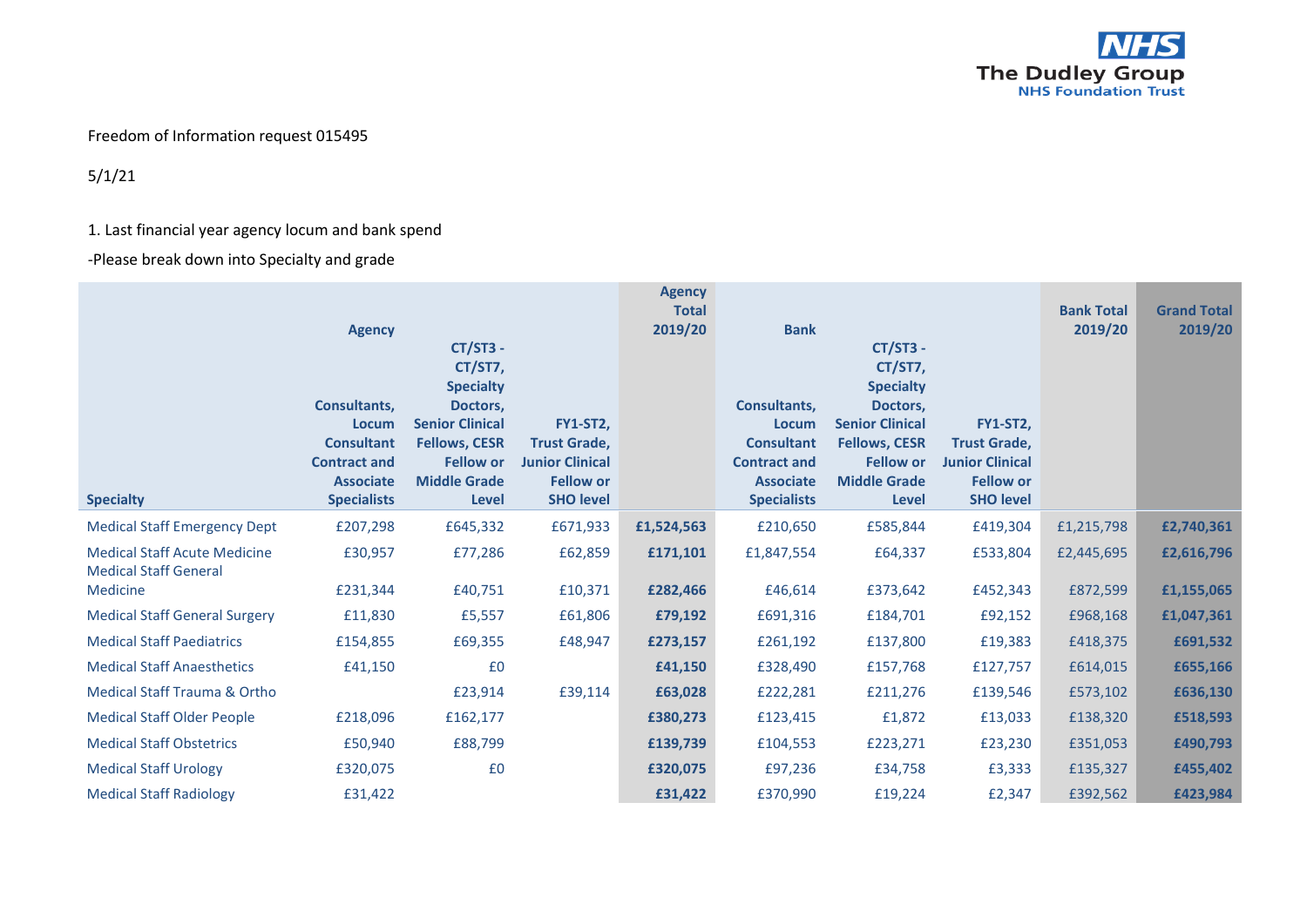Freedom of Information request 015495

5/1/21

1. Last financial year agency locum and bank spend

-Please break down into Specialty and grade

| | Agency | | | Agency Total 2019/20 | Bank | | | Bank Total 2019/20 | Grand Total 2019/20 |
|---|---|---|---|---|---|---|---|---|---|
| Specialty | Consultants, Locum Consultant Contract and Associate Specialists | CT/ST3 - CT/ST7, Specialty Doctors, Senior Clinical Fellows, CESR Fellow or Middle Grade Level | FY1-ST2, Trust Grade, Junior Clinical Fellow or SHO level | | Consultants, Locum Consultant Contract and Associate Specialists | CT/ST3 - CT/ST7, Specialty Doctors, Senior Clinical Fellows, CESR Fellow or Middle Grade Level | FY1-ST2, Trust Grade, Junior Clinical Fellow or SHO level | | |
| Medical Staff Emergency Dept | £207,298 | £645,332 | £671,933 | **£1,524,563** | £210,650 | £585,844 | £419,304 | £1,215,798 | **£2,740,361** |
| Medical Staff Acute Medicine | £30,957 | £77,286 | £62,859 | **£171,101** | £1,847,554 | £64,337 | £533,804 | £2,445,695 | **£2,616,796** |
| Medical Staff General Medicine | £231,344 | £40,751 | £10,371 | **£282,466** | £46,614 | £373,642 | £452,343 | £872,599 | **£1,155,065** |
| Medical Staff General Surgery | £11,830 | £5,557 | £61,806 | **£79,192** | £691,316 | £184,701 | £92,152 | £968,168 | **£1,047,361** |
| Medical Staff Paediatrics | £154,855 | £69,355 | £48,947 | **£273,157** | £261,192 | £137,800 | £19,383 | £418,375 | **£691,532** |
| Medical Staff Anaesthetics | £41,150 | £0 | | **£41,150** | £328,490 | £157,768 | £127,757 | £614,015 | **£655,166** |
| Medical Staff Trauma & Ortho | | £23,914 | £39,114 | **£63,028** | £222,281 | £211,276 | £139,546 | £573,102 | **£636,130** |
| Medical Staff Older People | £218,096 | £162,177 | | **£380,273** | £123,415 | £1,872 | £13,033 | £138,320 | **£518,593** |
| Medical Staff Obstetrics | £50,940 | £88,799 | | **£139,739** | £104,553 | £223,271 | £23,230 | £351,053 | **£490,793** |
| Medical Staff Urology | £320,075 | £0 | | **£320,075** | £97,236 | £34,758 | £3,333 | £135,327 | **£455,402** |
| Medical Staff Radiology | £31,422 | | | **£31,422** | £370,990 | £19,224 | £2,347 | £392,562 | **£423,984** |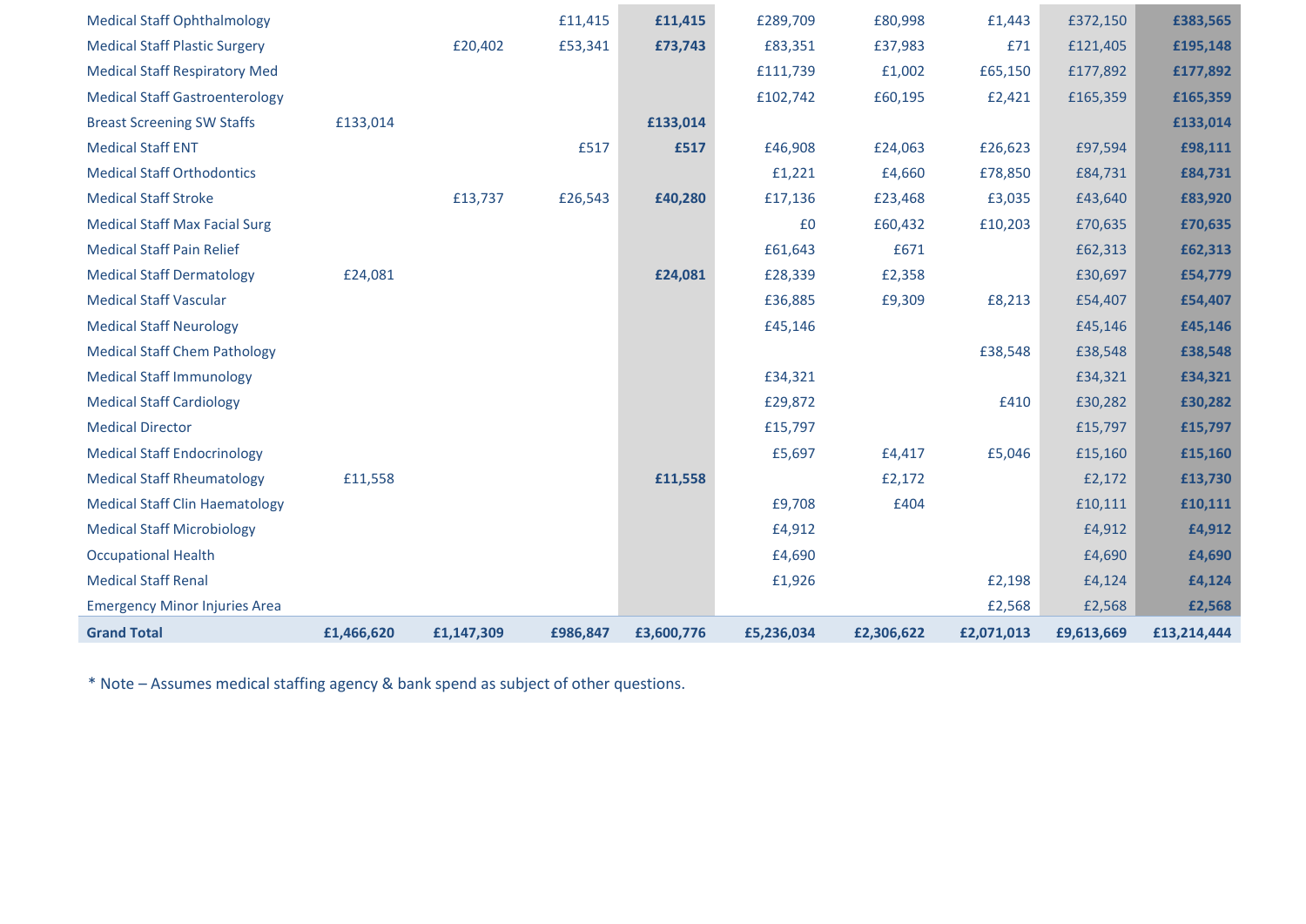| | | | | | | | | | |
|---|---|---|---|---|---|---|---|---|---|
| Medical Staff Ophthalmology | | | £11,415 | **£11,415** | £289,709 | £80,998 | £1,443 | £372,150 | **£383,565** |
| Medical Staff Plastic Surgery | | £20,402 | £53,341 | **£73,743** | £83,351 | £37,983 | £71 | £121,405 | **£195,148** |
| Medical Staff Respiratory Med | | | | | £111,739 | £1,002 | £65,150 | £177,892 | **£177,892** |
| Medical Staff Gastroenterology | | | | | £102,742 | £60,195 | £2,421 | £165,359 | **£165,359** |
| Breast Screening SW Staffs | £133,014 | | | **£133,014** | | | | | **£133,014** |
| Medical Staff ENT | | | £517 | **£517** | £46,908 | £24,063 | £26,623 | £97,594 | **£98,111** |
| Medical Staff Orthodontics | | | | | £1,221 | £4,660 | £78,850 | £84,731 | **£84,731** |
| Medical Staff Stroke | | £13,737 | £26,543 | **£40,280** | £17,136 | £23,468 | £3,035 | £43,640 | **£83,920** |
| Medical Staff Max Facial Surg | | | | | £0 | £60,432 | £10,203 | £70,635 | **£70,635** |
| Medical Staff Pain Relief | | | | | £61,643 | £671 | | £62,313 | **£62,313** |
| Medical Staff Dermatology | £24,081 | | | **£24,081** | £28,339 | £2,358 | | £30,697 | **£54,779** |
| Medical Staff Vascular | | | | | £36,885 | £9,309 | £8,213 | £54,407 | **£54,407** |
| Medical Staff Neurology | | | | | £45,146 | | | £45,146 | **£45,146** |
| Medical Staff Chem Pathology | | | | | | | £38,548 | £38,548 | **£38,548** |
| Medical Staff Immunology | | | | | £34,321 | | | £34,321 | **£34,321** |
| Medical Staff Cardiology | | | | | £29,872 | | £410 | £30,282 | **£30,282** |
| Medical Director | | | | | £15,797 | | | £15,797 | **£15,797** |
| Medical Staff Endocrinology | | | | | £5,697 | £4,417 | £5,046 | £15,160 | **£15,160** |
| Medical Staff Rheumatology | £11,558 | | | **£11,558** | | £2,172 | | £2,172 | **£13,730** |
| Medical Staff Clin Haematology | | | | | £9,708 | £404 | | £10,111 | **£10,111** |
| Medical Staff Microbiology | | | | | £4,912 | | | £4,912 | **£4,912** |
| Occupational Health | | | | | £4,690 | | | £4,690 | **£4,690** |
| Medical Staff Renal | | | | | £1,926 | | £2,198 | £4,124 | **£4,124** |
| Emergency Minor Injuries Area | | | | | | | £2,568 | £2,568 | **£2,568** |
| **Grand Total** | **£1,466,620** | **£1,147,309** | **£986,847** | **£3,600,776** | **£5,236,034** | **£2,306,622** | **£2,071,013** | **£9,613,669** | **£13,214,444** |

* Note – Assumes medical staffing agency & bank spend as subject of other questions.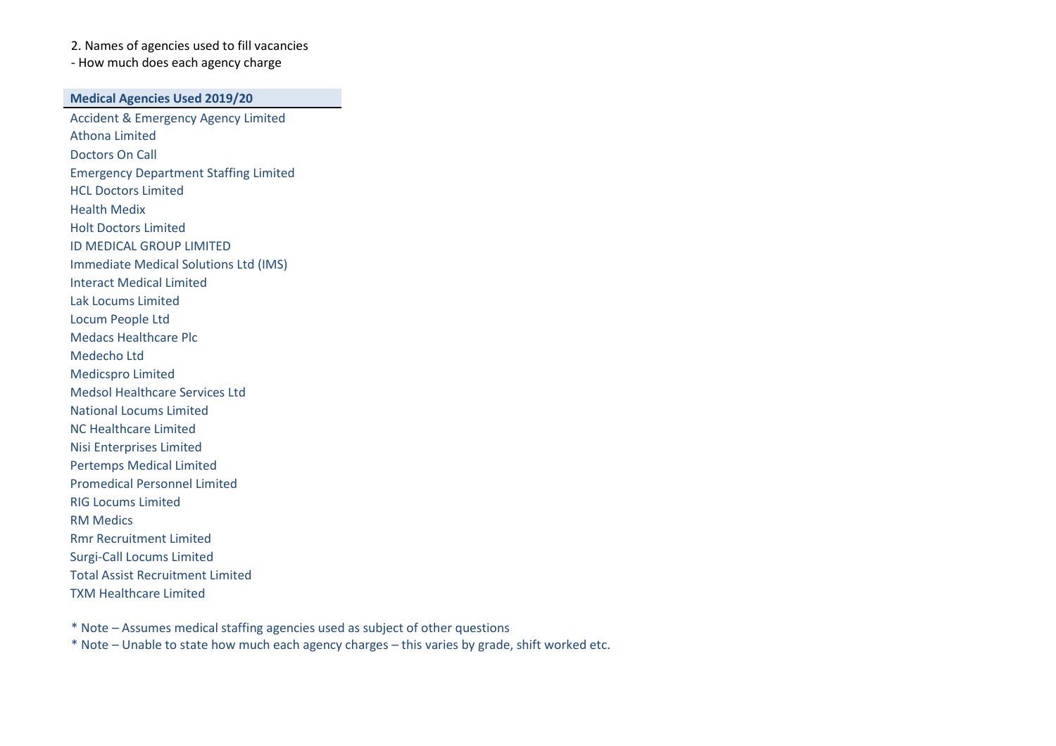2. Names of agencies used to fill vacancies
- How much does each agency charge

| Medical Agencies Used 2019/20 |
|---|
| Accident & Emergency Agency Limited |
| Athona Limited |
| Doctors On Call |
| Emergency Department Staffing Limited |
| HCL Doctors Limited |
| Health Medix |
| Holt Doctors Limited |
| ID MEDICAL GROUP LIMITED |
| Immediate Medical Solutions Ltd (IMS) |
| Interact Medical Limited |
| Lak Locums Limited |
| Locum People Ltd |
| Medacs Healthcare Plc |
| Medecho Ltd |
| Medicspro Limited |
| Medsol Healthcare Services Ltd |
| National Locums Limited |
| NC Healthcare Limited |
| Nisi Enterprises Limited |
| Pertemps Medical Limited |
| Promedical Personnel Limited |
| RIG Locums Limited |
| RM Medics |
| Rmr Recruitment Limited |
| Surgi-Call Locums Limited |
| Total Assist Recruitment Limited |
| TXM Healthcare Limited |

* Note – Assumes medical staffing agencies used as subject of other questions
* Note – Unable to state how much each agency charges – this varies by grade, shift worked etc.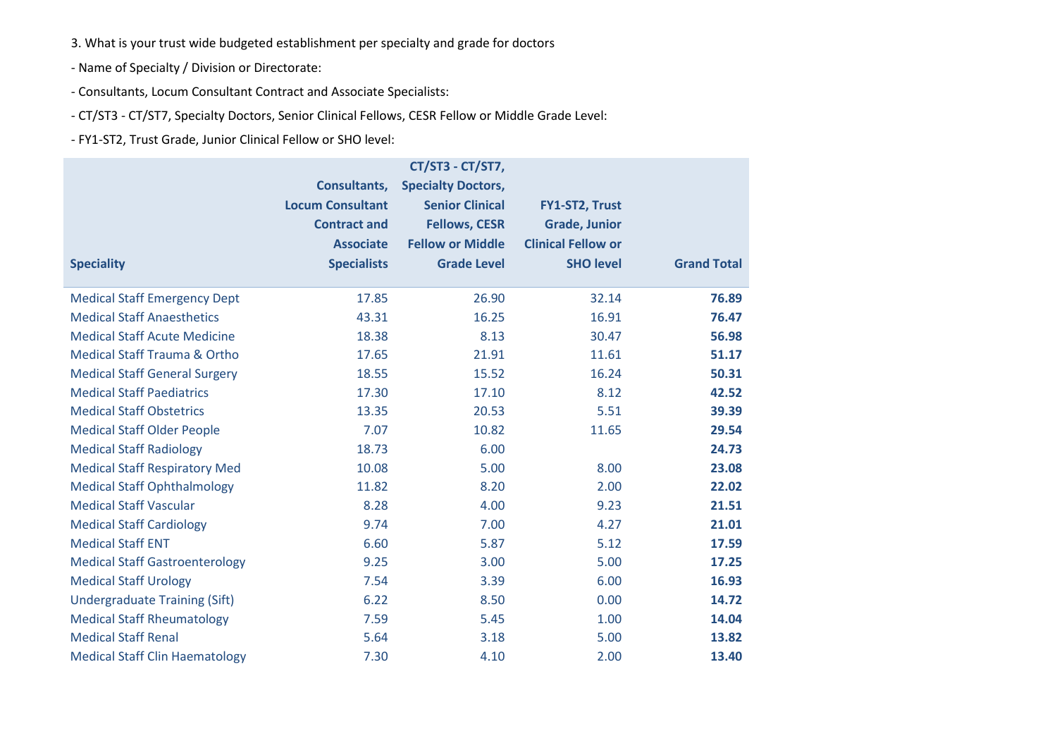3. What is your trust wide budgeted establishment per specialty and grade for doctors

- Name of Specialty / Division or Directorate:
- Consultants, Locum Consultant Contract and Associate Specialists:
- CT/ST3 - CT/ST7, Specialty Doctors, Senior Clinical Fellows, CESR Fellow or Middle Grade Level:
- FY1-ST2, Trust Grade, Junior Clinical Fellow or SHO level:

| Speciality | Consultants, Locum Consultant Contract and Associate Specialists | CT/ST3 - CT/ST7, Specialty Doctors, Senior Clinical Fellows, CESR Fellow or Middle Grade Level | FY1-ST2, Trust Grade, Junior Clinical Fellow or SHO level | Grand Total |
|---|---|---|---|---|
| Medical Staff Emergency Dept | 17.85 | 26.90 | 32.14 | **76.89** |
| Medical Staff Anaesthetics | 43.31 | 16.25 | 16.91 | **76.47** |
| Medical Staff Acute Medicine | 18.38 | 8.13 | 30.47 | **56.98** |
| Medical Staff Trauma & Ortho | 17.65 | 21.91 | 11.61 | **51.17** |
| Medical Staff General Surgery | 18.55 | 15.52 | 16.24 | **50.31** |
| Medical Staff Paediatrics | 17.30 | 17.10 | 8.12 | **42.52** |
| Medical Staff Obstetrics | 13.35 | 20.53 | 5.51 | **39.39** |
| Medical Staff Older People | 7.07 | 10.82 | 11.65 | **29.54** |
| Medical Staff Radiology | 18.73 | 6.00 | | **24.73** |
| Medical Staff Respiratory Med | 10.08 | 5.00 | 8.00 | **23.08** |
| Medical Staff Ophthalmology | 11.82 | 8.20 | 2.00 | **22.02** |
| Medical Staff Vascular | 8.28 | 4.00 | 9.23 | **21.51** |
| Medical Staff Cardiology | 9.74 | 7.00 | 4.27 | **21.01** |
| Medical Staff ENT | 6.60 | 5.87 | 5.12 | **17.59** |
| Medical Staff Gastroenterology | 9.25 | 3.00 | 5.00 | **17.25** |
| Medical Staff Urology | 7.54 | 3.39 | 6.00 | **16.93** |
| Undergraduate Training (Sift) | 6.22 | 8.50 | 0.00 | **14.72** |
| Medical Staff Rheumatology | 7.59 | 5.45 | 1.00 | **14.04** |
| Medical Staff Renal | 5.64 | 3.18 | 5.00 | **13.82** |
| Medical Staff Clin Haematology | 7.30 | 4.10 | 2.00 | **13.40** |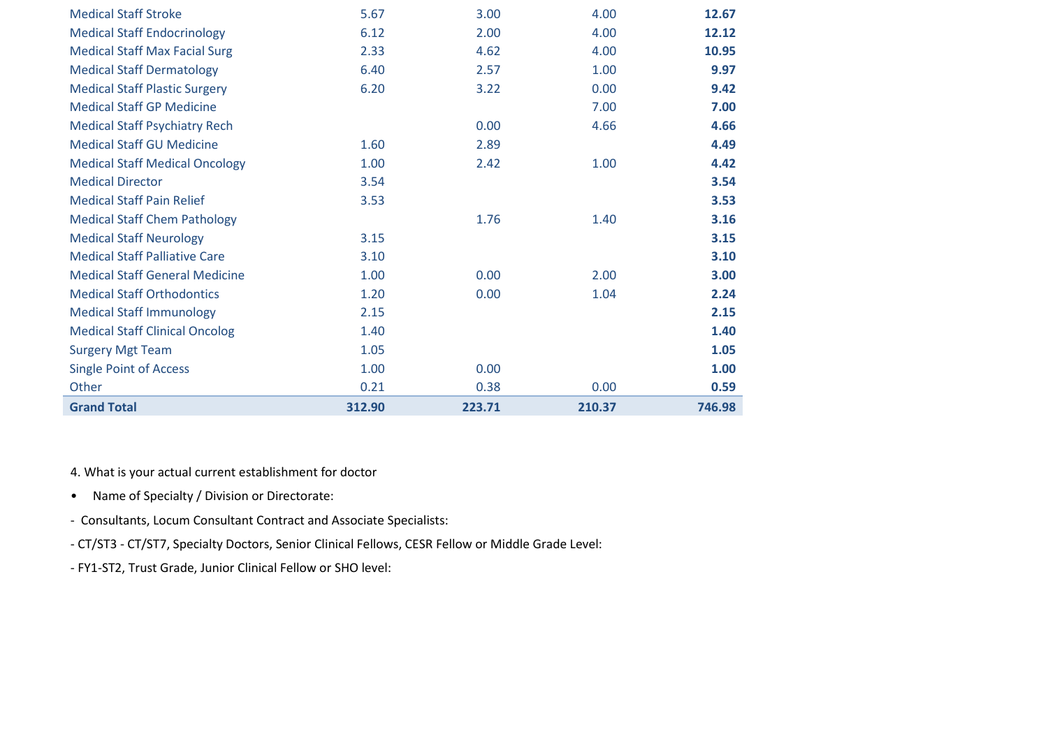| | | | | |
|---|---|---|---|---|
| Medical Staff Stroke | 5.67 | 3.00 | 4.00 | **12.67** |
| Medical Staff Endocrinology | 6.12 | 2.00 | 4.00 | **12.12** |
| Medical Staff Max Facial Surg | 2.33 | 4.62 | 4.00 | **10.95** |
| Medical Staff Dermatology | 6.40 | 2.57 | 1.00 | **9.97** |
| Medical Staff Plastic Surgery | 6.20 | 3.22 | 0.00 | **9.42** |
| Medical Staff GP Medicine | | | 7.00 | **7.00** |
| Medical Staff Psychiatry Rech | | 0.00 | 4.66 | **4.66** |
| Medical Staff GU Medicine | 1.60 | 2.89 | | **4.49** |
| Medical Staff Medical Oncology | 1.00 | 2.42 | 1.00 | **4.42** |
| Medical Director | 3.54 | | | **3.54** |
| Medical Staff Pain Relief | 3.53 | | | **3.53** |
| Medical Staff Chem Pathology | | 1.76 | 1.40 | **3.16** |
| Medical Staff Neurology | 3.15 | | | **3.15** |
| Medical Staff Palliative Care | 3.10 | | | **3.10** |
| Medical Staff General Medicine | 1.00 | 0.00 | 2.00 | **3.00** |
| Medical Staff Orthodontics | 1.20 | 0.00 | 1.04 | **2.24** |
| Medical Staff Immunology | 2.15 | | | **2.15** |
| Medical Staff Clinical Oncolog | 1.40 | | | **1.40** |
| Surgery Mgt Team | 1.05 | | | **1.05** |
| Single Point of Access | 1.00 | 0.00 | | **1.00** |
| Other | 0.21 | 0.38 | 0.00 | **0.59** |
| **Grand Total** | **312.90** | **223.71** | **210.37** | **746.98** |

4. What is your actual current establishment for doctor

- Name of Specialty / Division or Directorate:

- Consultants, Locum Consultant Contract and Associate Specialists:

- CT/ST3 - CT/ST7, Specialty Doctors, Senior Clinical Fellows, CESR Fellow or Middle Grade Level:

- FY1-ST2, Trust Grade, Junior Clinical Fellow or SHO level: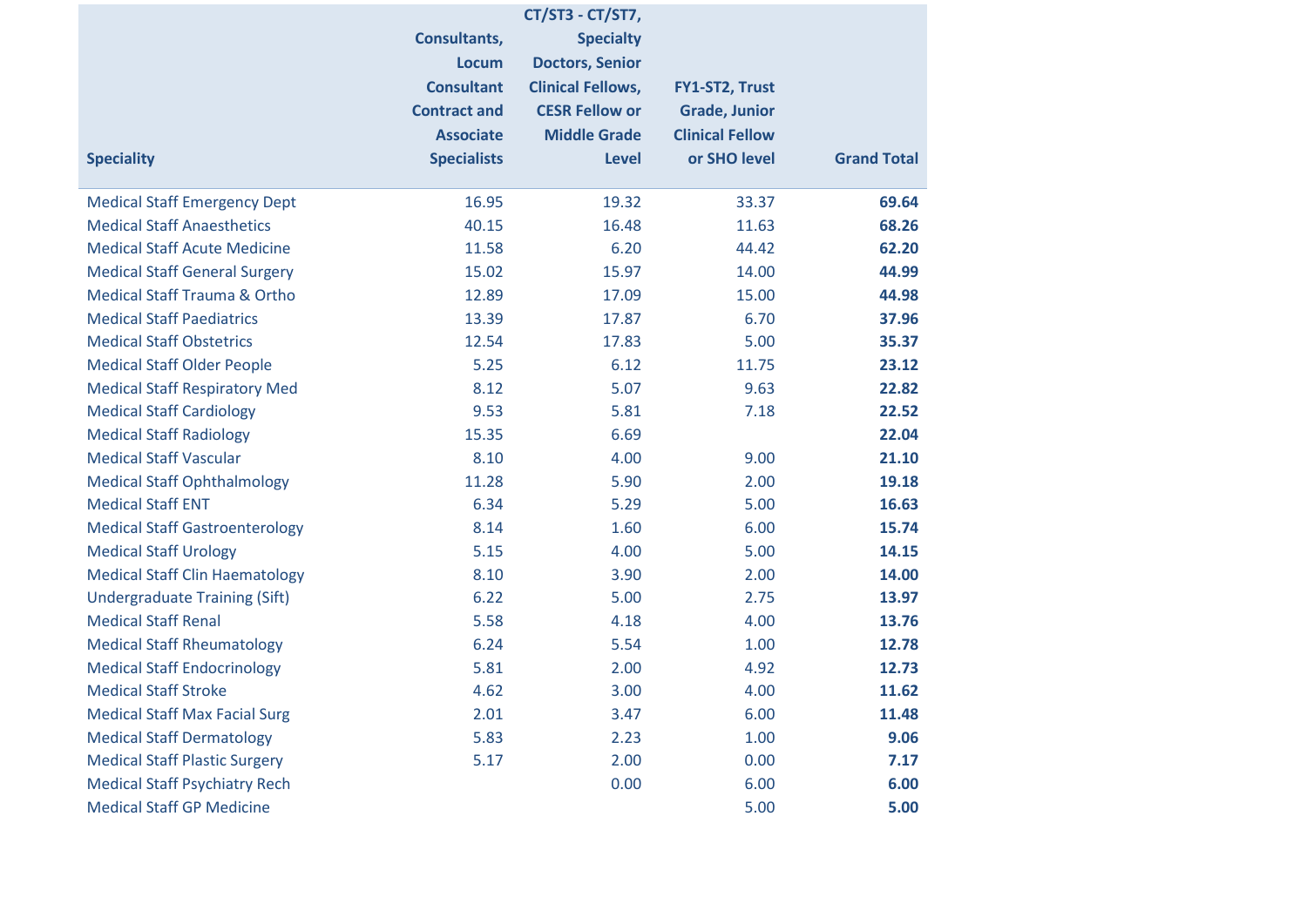| Speciality | Consultants, Locum Consultant Contract and Associate Specialists | CT/ST3 - CT/ST7, Specialty Doctors, Senior Clinical Fellows, CESR Fellow or Middle Grade Level | FY1-ST2, Trust Grade, Junior Clinical Fellow or SHO level | Grand Total |
|---|---|---|---|---|
| Medical Staff Emergency Dept | 16.95 | 19.32 | 33.37 | **69.64** |
| Medical Staff Anaesthetics | 40.15 | 16.48 | 11.63 | **68.26** |
| Medical Staff Acute Medicine | 11.58 | 6.20 | 44.42 | **62.20** |
| Medical Staff General Surgery | 15.02 | 15.97 | 14.00 | **44.99** |
| Medical Staff Trauma & Ortho | 12.89 | 17.09 | 15.00 | **44.98** |
| Medical Staff Paediatrics | 13.39 | 17.87 | 6.70 | **37.96** |
| Medical Staff Obstetrics | 12.54 | 17.83 | 5.00 | **35.37** |
| Medical Staff Older People | 5.25 | 6.12 | 11.75 | **23.12** |
| Medical Staff Respiratory Med | 8.12 | 5.07 | 9.63 | **22.82** |
| Medical Staff Cardiology | 9.53 | 5.81 | 7.18 | **22.52** |
| Medical Staff Radiology | 15.35 | 6.69 | | **22.04** |
| Medical Staff Vascular | 8.10 | 4.00 | 9.00 | **21.10** |
| Medical Staff Ophthalmology | 11.28 | 5.90 | 2.00 | **19.18** |
| Medical Staff ENT | 6.34 | 5.29 | 5.00 | **16.63** |
| Medical Staff Gastroenterology | 8.14 | 1.60 | 6.00 | **15.74** |
| Medical Staff Urology | 5.15 | 4.00 | 5.00 | **14.15** |
| Medical Staff Clin Haematology | 8.10 | 3.90 | 2.00 | **14.00** |
| Undergraduate Training (Sift) | 6.22 | 5.00 | 2.75 | **13.97** |
| Medical Staff Renal | 5.58 | 4.18 | 4.00 | **13.76** |
| Medical Staff Rheumatology | 6.24 | 5.54 | 1.00 | **12.78** |
| Medical Staff Endocrinology | 5.81 | 2.00 | 4.92 | **12.73** |
| Medical Staff Stroke | 4.62 | 3.00 | 4.00 | **11.62** |
| Medical Staff Max Facial Surg | 2.01 | 3.47 | 6.00 | **11.48** |
| Medical Staff Dermatology | 5.83 | 2.23 | 1.00 | **9.06** |
| Medical Staff Plastic Surgery | 5.17 | 2.00 | 0.00 | **7.17** |
| Medical Staff Psychiatry Rech | | 0.00 | 6.00 | **6.00** |
| Medical Staff GP Medicine | | | 5.00 | **5.00** |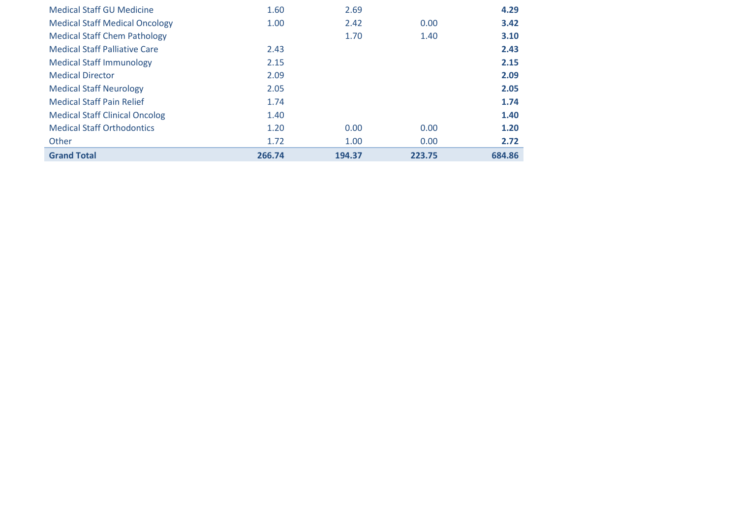| | | | | |
|---|---|---|---|---|
| Medical Staff GU Medicine | 1.60 | 2.69 | | **4.29** |
| Medical Staff Medical Oncology | 1.00 | 2.42 | 0.00 | **3.42** |
| Medical Staff Chem Pathology | | 1.70 | 1.40 | **3.10** |
| Medical Staff Palliative Care | 2.43 | | | **2.43** |
| Medical Staff Immunology | 2.15 | | | **2.15** |
| Medical Director | 2.09 | | | **2.09** |
| Medical Staff Neurology | 2.05 | | | **2.05** |
| Medical Staff Pain Relief | 1.74 | | | **1.74** |
| Medical Staff Clinical Oncolog | 1.40 | | | **1.40** |
| Medical Staff Orthodontics | 1.20 | 0.00 | 0.00 | **1.20** |
| Other | 1.72 | 1.00 | 0.00 | **2.72** |
| **Grand Total** | **266.74** | **194.37** | **223.75** | **684.86** |